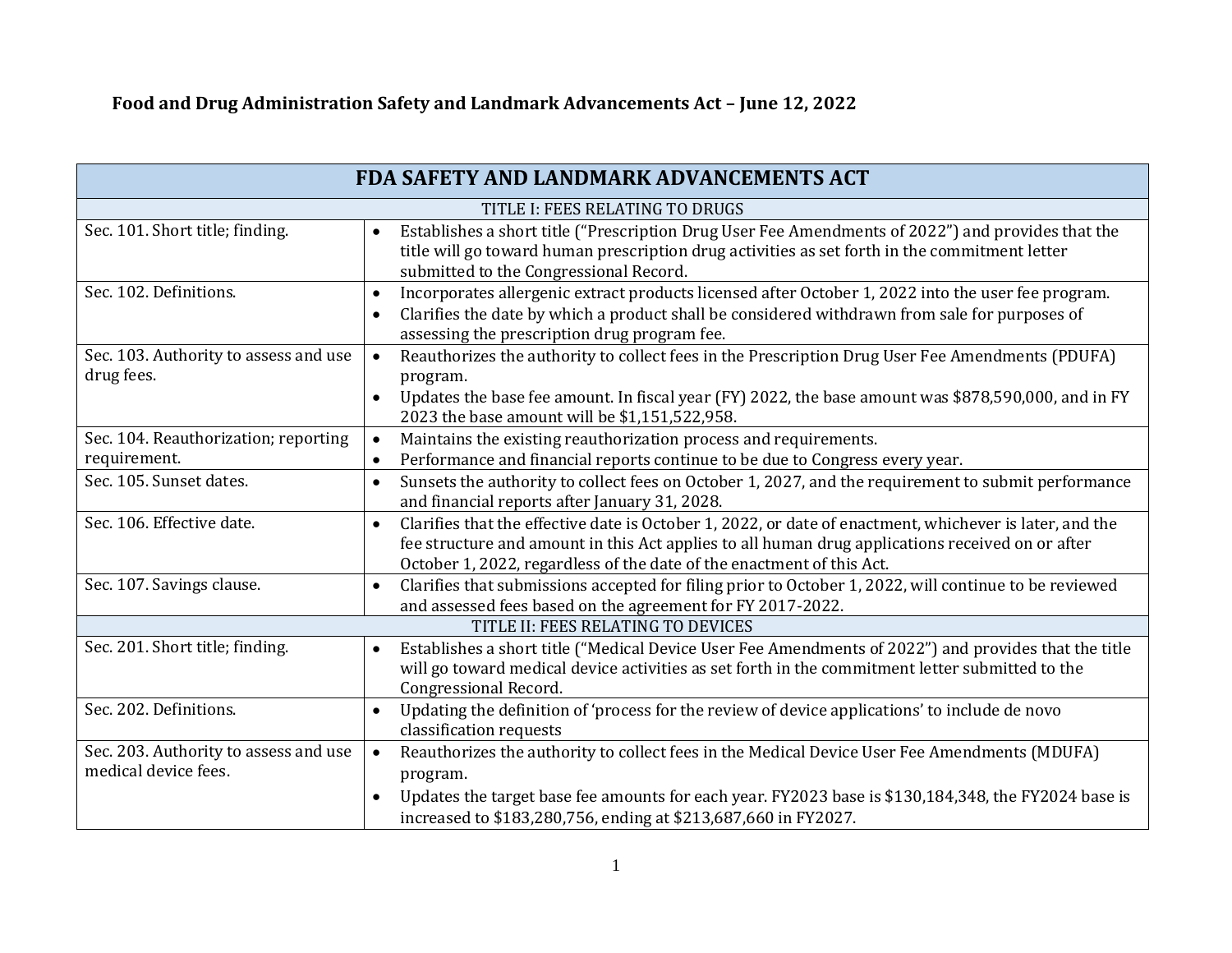**Food and Drug Administration Safety and Landmark Advancements Act – June 12, 2022**

| FDA SAFETY AND LANDMARK ADVANCEMENTS ACT | |
|---|---|
| TITLE I: FEES RELATING TO DRUGS | |
| Sec. 101. Short title; finding. | • Establishes a short title ("Prescription Drug User Fee Amendments of 2022") and provides that the title will go toward human prescription drug activities as set forth in the commitment letter submitted to the Congressional Record. |
| Sec. 102. Definitions. | • Incorporates allergenic extract products licensed after October 1, 2022 into the user fee program.<br>• Clarifies the date by which a product shall be considered withdrawn from sale for purposes of assessing the prescription drug program fee. |
| Sec. 103. Authority to assess and use drug fees. | • Reauthorizes the authority to collect fees in the Prescription Drug User Fee Amendments (PDUFA) program.<br>• Updates the base fee amount. In fiscal year (FY) 2022, the base amount was $878,590,000, and in FY 2023 the base amount will be $1,151,522,958. |
| Sec. 104. Reauthorization; reporting requirement. | • Maintains the existing reauthorization process and requirements.<br>• Performance and financial reports continue to be due to Congress every year. |
| Sec. 105. Sunset dates. | • Sunsets the authority to collect fees on October 1, 2027, and the requirement to submit performance and financial reports after January 31, 2028. |
| Sec. 106. Effective date. | • Clarifies that the effective date is October 1, 2022, or date of enactment, whichever is later, and the fee structure and amount in this Act applies to all human drug applications received on or after October 1, 2022, regardless of the date of the enactment of this Act. |
| Sec. 107. Savings clause. | • Clarifies that submissions accepted for filing prior to October 1, 2022, will continue to be reviewed and assessed fees based on the agreement for FY 2017-2022. |
| TITLE II: FEES RELATING TO DEVICES | |
| Sec. 201. Short title; finding. | • Establishes a short title ("Medical Device User Fee Amendments of 2022") and provides that the title will go toward medical device activities as set forth in the commitment letter submitted to the Congressional Record. |
| Sec. 202. Definitions. | • Updating the definition of 'process for the review of device applications' to include de novo classification requests |
| Sec. 203. Authority to assess and use medical device fees. | • Reauthorizes the authority to collect fees in the Medical Device User Fee Amendments (MDUFA) program.<br>• Updates the target base fee amounts for each year. FY2023 base is $130,184,348, the FY2024 base is increased to $183,280,756, ending at $213,687,660 in FY2027. |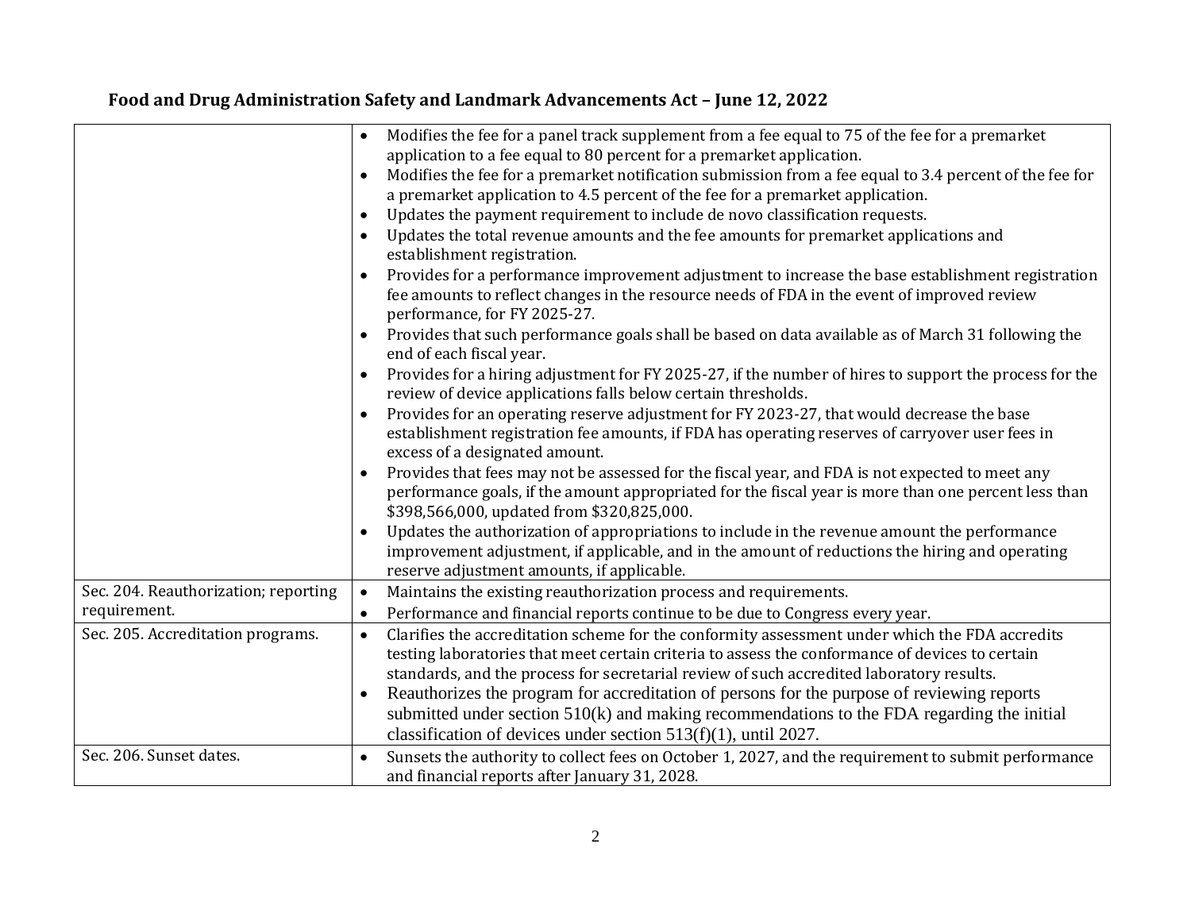**Food and Drug Administration Safety and Landmark Advancements Act – June 12, 2022**

| | |
|---|---|
| | • Modifies the fee for a panel track supplement from a fee equal to 75 of the fee for a premarket application to a fee equal to 80 percent for a premarket application.<br>• Modifies the fee for a premarket notification submission from a fee equal to 3.4 percent of the fee for a premarket application to 4.5 percent of the fee for a premarket application.<br>• Updates the payment requirement to include de novo classification requests.<br>• Updates the total revenue amounts and the fee amounts for premarket applications and establishment registration.<br>• Provides for a performance improvement adjustment to increase the base establishment registration fee amounts to reflect changes in the resource needs of FDA in the event of improved review performance, for FY 2025-27.<br>• Provides that such performance goals shall be based on data available as of March 31 following the end of each fiscal year.<br>• Provides for a hiring adjustment for FY 2025-27, if the number of hires to support the process for the review of device applications falls below certain thresholds.<br>• Provides for an operating reserve adjustment for FY 2023-27, that would decrease the base establishment registration fee amounts, if FDA has operating reserves of carryover user fees in excess of a designated amount.<br>• Provides that fees may not be assessed for the fiscal year, and FDA is not expected to meet any performance goals, if the amount appropriated for the fiscal year is more than one percent less than $398,566,000, updated from $320,825,000.<br>• Updates the authorization of appropriations to include in the revenue amount the performance improvement adjustment, if applicable, and in the amount of reductions the hiring and operating reserve adjustment amounts, if applicable. |
| Sec. 204. Reauthorization; reporting requirement. | • Maintains the existing reauthorization process and requirements.<br>• Performance and financial reports continue to be due to Congress every year. |
| Sec. 205. Accreditation programs. | • Clarifies the accreditation scheme for the conformity assessment under which the FDA accredits testing laboratories that meet certain criteria to assess the conformance of devices to certain standards, and the process for secretarial review of such accredited laboratory results.<br>• Reauthorizes the program for accreditation of persons for the purpose of reviewing reports submitted under section 510(k) and making recommendations to the FDA regarding the initial classification of devices under section 513(f)(1), until 2027. |
| Sec. 206. Sunset dates. | • Sunsets the authority to collect fees on October 1, 2027, and the requirement to submit performance and financial reports after January 31, 2028. |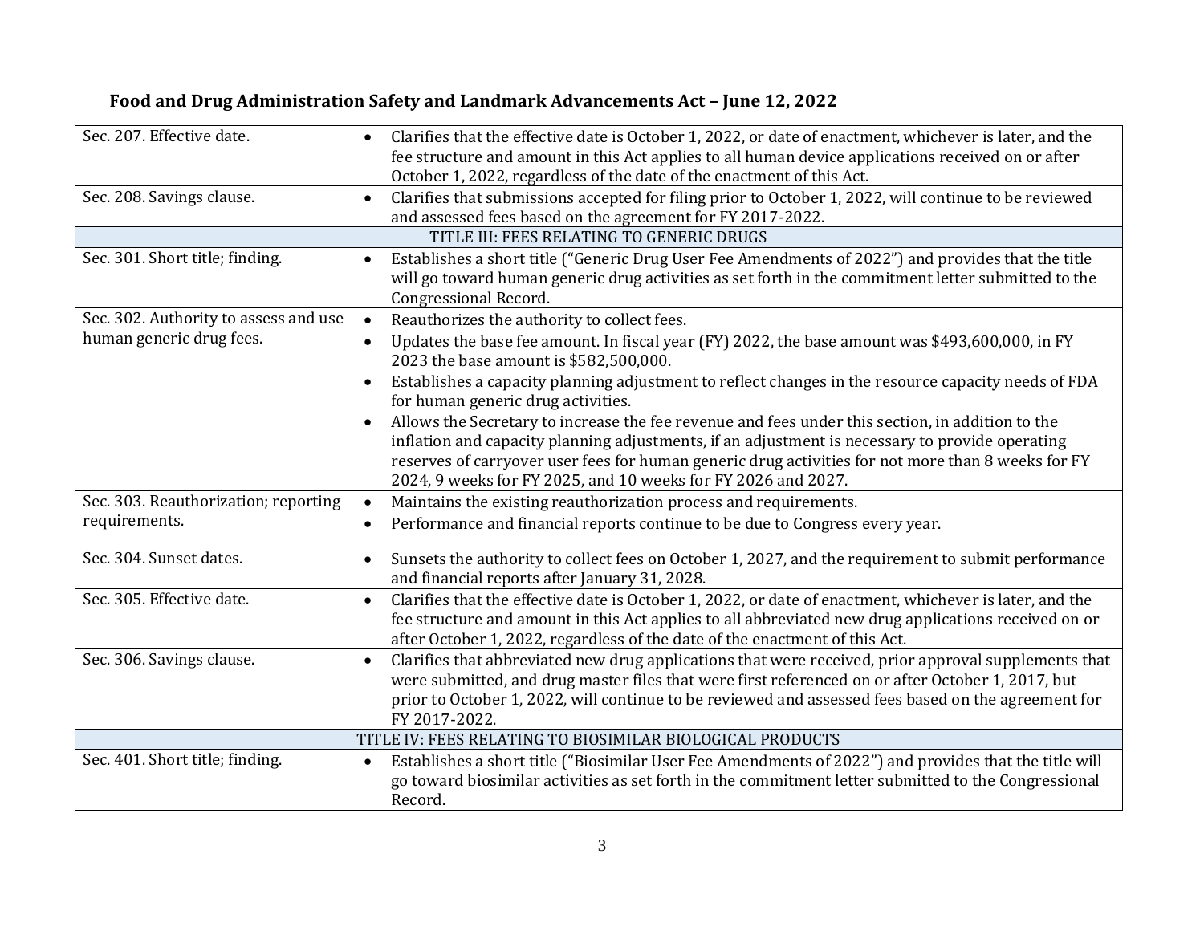**Food and Drug Administration Safety and Landmark Advancements Act – June 12, 2022**

| | |
|---|---|
| Sec. 207. Effective date. | • Clarifies that the effective date is October 1, 2022, or date of enactment, whichever is later, and the fee structure and amount in this Act applies to all human device applications received on or after October 1, 2022, regardless of the date of the enactment of this Act. |
| Sec. 208. Savings clause. | • Clarifies that submissions accepted for filing prior to October 1, 2022, will continue to be reviewed and assessed fees based on the agreement for FY 2017-2022. |
| TITLE III: FEES RELATING TO GENERIC DRUGS | |
| Sec. 301. Short title; finding. | • Establishes a short title ("Generic Drug User Fee Amendments of 2022") and provides that the title will go toward human generic drug activities as set forth in the commitment letter submitted to the Congressional Record. |
| Sec. 302. Authority to assess and use human generic drug fees. | • Reauthorizes the authority to collect fees.<br>• Updates the base fee amount. In fiscal year (FY) 2022, the base amount was $493,600,000, in FY 2023 the base amount is $582,500,000.<br>• Establishes a capacity planning adjustment to reflect changes in the resource capacity needs of FDA for human generic drug activities.<br>• Allows the Secretary to increase the fee revenue and fees under this section, in addition to the inflation and capacity planning adjustments, if an adjustment is necessary to provide operating reserves of carryover user fees for human generic drug activities for not more than 8 weeks for FY 2024, 9 weeks for FY 2025, and 10 weeks for FY 2026 and 2027. |
| Sec. 303. Reauthorization; reporting requirements. | • Maintains the existing reauthorization process and requirements.<br>• Performance and financial reports continue to be due to Congress every year. |
| Sec. 304. Sunset dates. | • Sunsets the authority to collect fees on October 1, 2027, and the requirement to submit performance and financial reports after January 31, 2028. |
| Sec. 305. Effective date. | • Clarifies that the effective date is October 1, 2022, or date of enactment, whichever is later, and the fee structure and amount in this Act applies to all abbreviated new drug applications received on or after October 1, 2022, regardless of the date of the enactment of this Act. |
| Sec. 306. Savings clause. | • Clarifies that abbreviated new drug applications that were received, prior approval supplements that were submitted, and drug master files that were first referenced on or after October 1, 2017, but prior to October 1, 2022, will continue to be reviewed and assessed fees based on the agreement for FY 2017-2022. |
| TITLE IV: FEES RELATING TO BIOSIMILAR BIOLOGICAL PRODUCTS | |
| Sec. 401. Short title; finding. | • Establishes a short title ("Biosimilar User Fee Amendments of 2022") and provides that the title will go toward biosimilar activities as set forth in the commitment letter submitted to the Congressional Record. |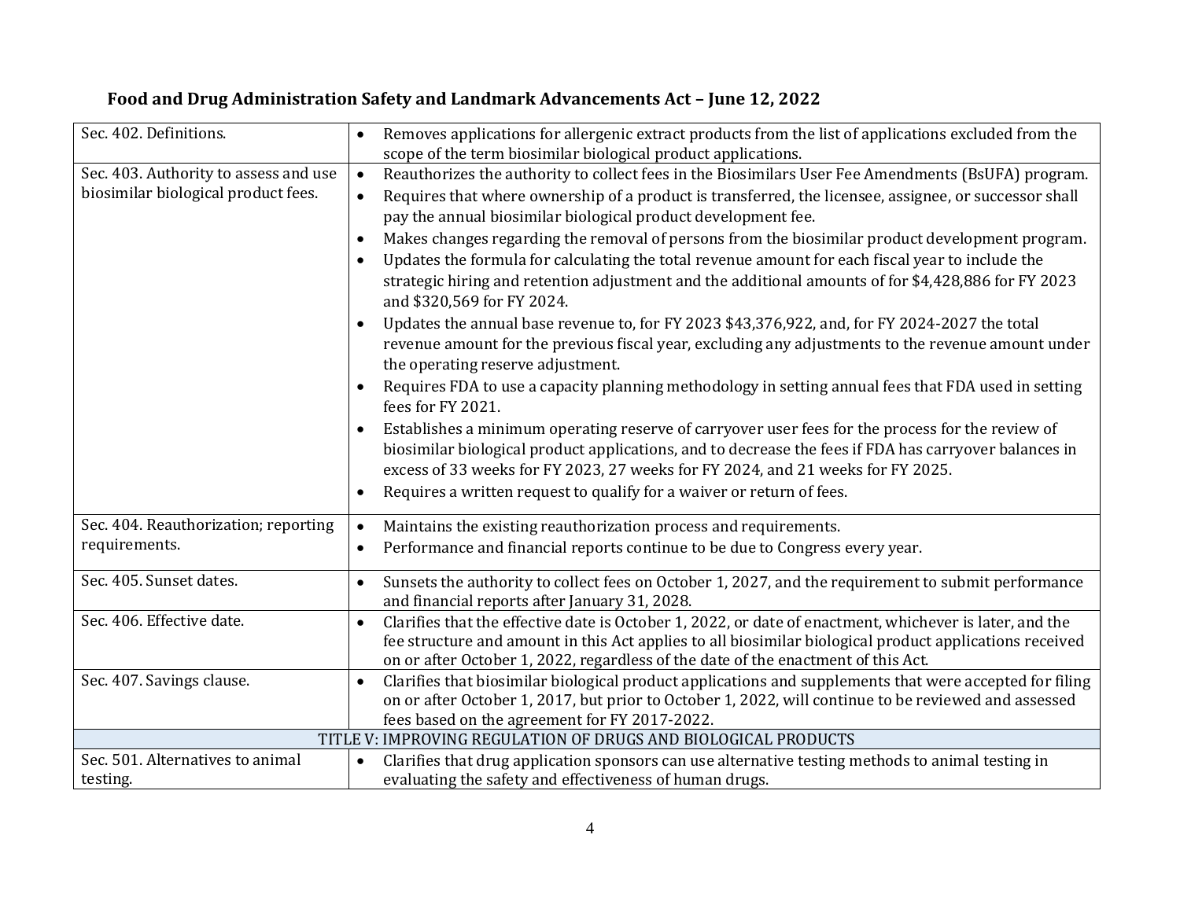## Food and Drug Administration Safety and Landmark Advancements Act – June 12, 2022

| | |
|---|---|
| Sec. 402. Definitions. | • Removes applications for allergenic extract products from the list of applications excluded from the scope of the term biosimilar biological product applications. |
| Sec. 403. Authority to assess and use biosimilar biological product fees. | • Reauthorizes the authority to collect fees in the Biosimilars User Fee Amendments (BsUFA) program.<br>• Requires that where ownership of a product is transferred, the licensee, assignee, or successor shall pay the annual biosimilar biological product development fee.<br>• Makes changes regarding the removal of persons from the biosimilar product development program.<br>• Updates the formula for calculating the total revenue amount for each fiscal year to include the strategic hiring and retention adjustment and the additional amounts of for $4,428,886 for FY 2023 and $320,569 for FY 2024.<br>• Updates the annual base revenue to, for FY 2023 $43,376,922, and, for FY 2024-2027 the total revenue amount for the previous fiscal year, excluding any adjustments to the revenue amount under the operating reserve adjustment.<br>• Requires FDA to use a capacity planning methodology in setting annual fees that FDA used in setting fees for FY 2021.<br>• Establishes a minimum operating reserve of carryover user fees for the process for the review of biosimilar biological product applications, and to decrease the fees if FDA has carryover balances in excess of 33 weeks for FY 2023, 27 weeks for FY 2024, and 21 weeks for FY 2025.<br>• Requires a written request to qualify for a waiver or return of fees. |
| Sec. 404. Reauthorization; reporting requirements. | • Maintains the existing reauthorization process and requirements.<br>• Performance and financial reports continue to be due to Congress every year. |
| Sec. 405. Sunset dates. | • Sunsets the authority to collect fees on October 1, 2027, and the requirement to submit performance and financial reports after January 31, 2028. |
| Sec. 406. Effective date. | • Clarifies that the effective date is October 1, 2022, or date of enactment, whichever is later, and the fee structure and amount in this Act applies to all biosimilar biological product applications received on or after October 1, 2022, regardless of the date of the enactment of this Act. |
| Sec. 407. Savings clause. | • Clarifies that biosimilar biological product applications and supplements that were accepted for filing on or after October 1, 2017, but prior to October 1, 2022, will continue to be reviewed and assessed fees based on the agreement for FY 2017-2022. |
| TITLE V: IMPROVING REGULATION OF DRUGS AND BIOLOGICAL PRODUCTS | |
| Sec. 501. Alternatives to animal testing. | • Clarifies that drug application sponsors can use alternative testing methods to animal testing in evaluating the safety and effectiveness of human drugs. |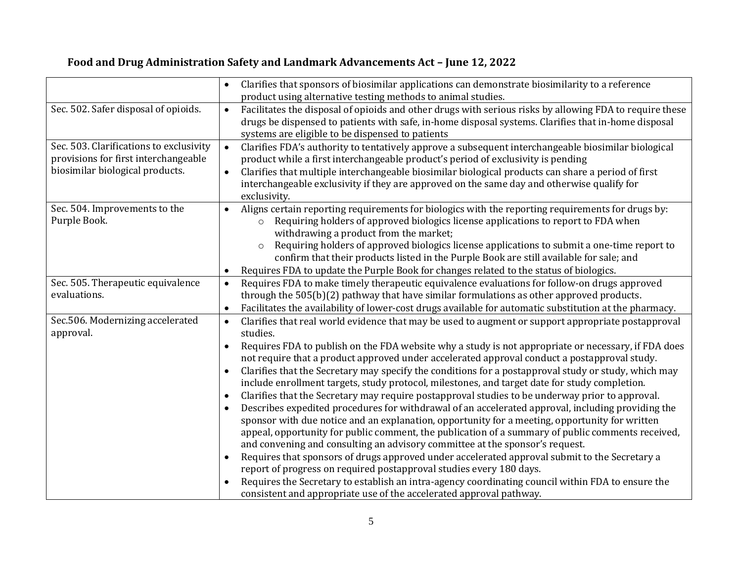## Food and Drug Administration Safety and Landmark Advancements Act – June 12, 2022

| | |
|---|---|
| | • Clarifies that sponsors of biosimilar applications can demonstrate biosimilarity to a reference product using alternative testing methods to animal studies. |
| Sec. 502. Safer disposal of opioids. | • Facilitates the disposal of opioids and other drugs with serious risks by allowing FDA to require these drugs be dispensed to patients with safe, in-home disposal systems. Clarifies that in-home disposal systems are eligible to be dispensed to patients |
| Sec. 503. Clarifications to exclusivity provisions for first interchangeable biosimilar biological products. | • Clarifies FDA's authority to tentatively approve a subsequent interchangeable biosimilar biological product while a first interchangeable product's period of exclusivity is pending<br>• Clarifies that multiple interchangeable biosimilar biological products can share a period of first interchangeable exclusivity if they are approved on the same day and otherwise qualify for exclusivity. |
| Sec. 504. Improvements to the Purple Book. | • Aligns certain reporting requirements for biologics with the reporting requirements for drugs by:<br>  ○ Requiring holders of approved biologics license applications to report to FDA when withdrawing a product from the market;<br>  ○ Requiring holders of approved biologics license applications to submit a one-time report to confirm that their products listed in the Purple Book are still available for sale; and<br>• Requires FDA to update the Purple Book for changes related to the status of biologics. |
| Sec. 505. Therapeutic equivalence evaluations. | • Requires FDA to make timely therapeutic equivalence evaluations for follow-on drugs approved through the 505(b)(2) pathway that have similar formulations as other approved products.<br>• Facilitates the availability of lower-cost drugs available for automatic substitution at the pharmacy. |
| Sec.506. Modernizing accelerated approval. | • Clarifies that real world evidence that may be used to augment or support appropriate postapproval studies.<br>• Requires FDA to publish on the FDA website why a study is not appropriate or necessary, if FDA does not require that a product approved under accelerated approval conduct a postapproval study.<br>• Clarifies that the Secretary may specify the conditions for a postapproval study or study, which may include enrollment targets, study protocol, milestones, and target date for study completion.<br>• Clarifies that the Secretary may require postapproval studies to be underway prior to approval.<br>• Describes expedited procedures for withdrawal of an accelerated approval, including providing the sponsor with due notice and an explanation, opportunity for a meeting, opportunity for written appeal, opportunity for public comment, the publication of a summary of public comments received, and convening and consulting an advisory committee at the sponsor's request.<br>• Requires that sponsors of drugs approved under accelerated approval submit to the Secretary a report of progress on required postapproval studies every 180 days.<br>• Requires the Secretary to establish an intra-agency coordinating council within FDA to ensure the consistent and appropriate use of the accelerated approval pathway. |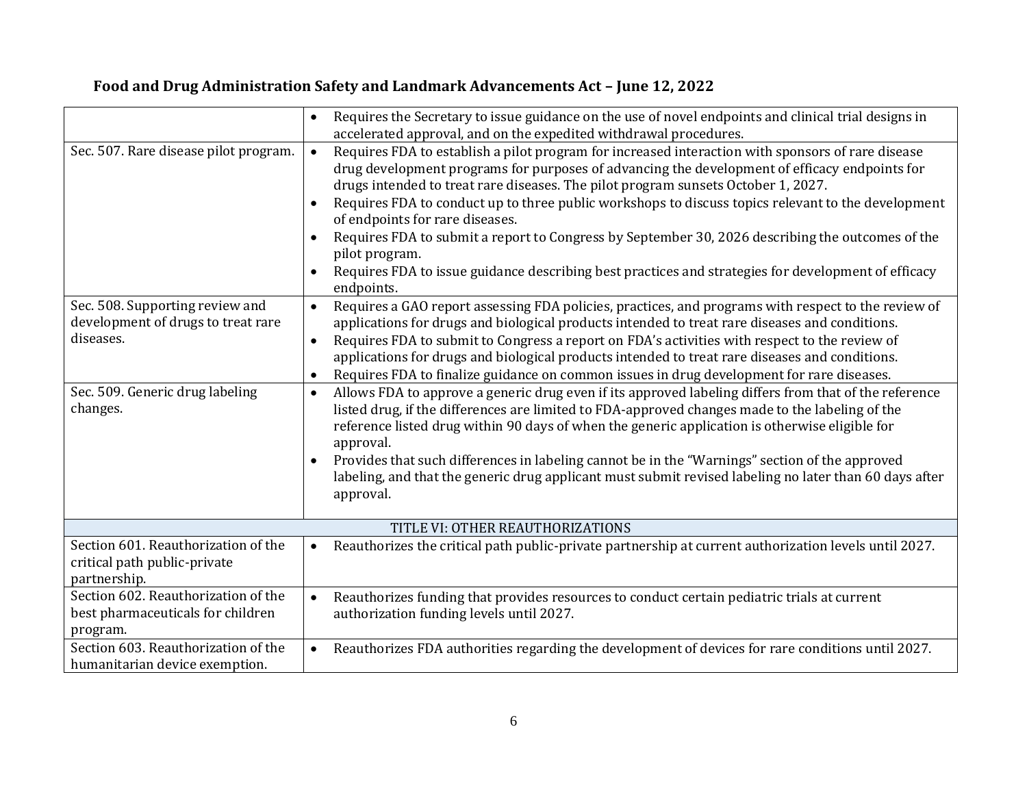| | |
|---|---|
| | • Requires the Secretary to issue guidance on the use of novel endpoints and clinical trial designs in accelerated approval, and on the expedited withdrawal procedures. |
| Sec. 507. Rare disease pilot program. | • Requires FDA to establish a pilot program for increased interaction with sponsors of rare disease drug development programs for purposes of advancing the development of efficacy endpoints for drugs intended to treat rare diseases. The pilot program sunsets October 1, 2027.<br>• Requires FDA to conduct up to three public workshops to discuss topics relevant to the development of endpoints for rare diseases.<br>• Requires FDA to submit a report to Congress by September 30, 2026 describing the outcomes of the pilot program.<br>• Requires FDA to issue guidance describing best practices and strategies for development of efficacy endpoints. |
| Sec. 508. Supporting review and development of drugs to treat rare diseases. | • Requires a GAO report assessing FDA policies, practices, and programs with respect to the review of applications for drugs and biological products intended to treat rare diseases and conditions.<br>• Requires FDA to submit to Congress a report on FDA's activities with respect to the review of applications for drugs and biological products intended to treat rare diseases and conditions.<br>• Requires FDA to finalize guidance on common issues in drug development for rare diseases. |
| Sec. 509. Generic drug labeling changes. | • Allows FDA to approve a generic drug even if its approved labeling differs from that of the reference listed drug, if the differences are limited to FDA-approved changes made to the labeling of the reference listed drug within 90 days of when the generic application is otherwise eligible for approval.<br>• Provides that such differences in labeling cannot be in the "Warnings" section of the approved labeling, and that the generic drug applicant must submit revised labeling no later than 60 days after approval. |
| TITLE VI: OTHER REAUTHORIZATIONS | |
| Section 601. Reauthorization of the critical path public-private partnership. | • Reauthorizes the critical path public-private partnership at current authorization levels until 2027. |
| Section 602. Reauthorization of the best pharmaceuticals for children program. | • Reauthorizes funding that provides resources to conduct certain pediatric trials at current authorization funding levels until 2027. |
| Section 603. Reauthorization of the humanitarian device exemption. | • Reauthorizes FDA authorities regarding the development of devices for rare conditions until 2027. |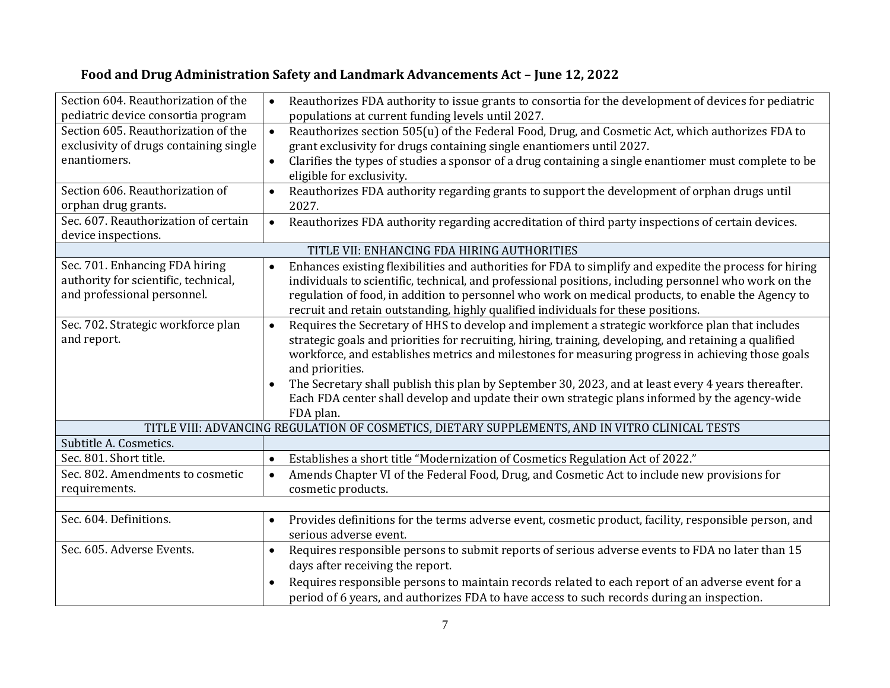## Food and Drug Administration Safety and Landmark Advancements Act – June 12, 2022

| | |
|---|---|
| Section 604. Reauthorization of the pediatric device consortia program | • Reauthorizes FDA authority to issue grants to consortia for the development of devices for pediatric populations at current funding levels until 2027. |
| Section 605. Reauthorization of the exclusivity of drugs containing single enantiomers. | • Reauthorizes section 505(u) of the Federal Food, Drug, and Cosmetic Act, which authorizes FDA to grant exclusivity for drugs containing single enantiomers until 2027.<br>• Clarifies the types of studies a sponsor of a drug containing a single enantiomer must complete to be eligible for exclusivity. |
| Section 606. Reauthorization of orphan drug grants. | • Reauthorizes FDA authority regarding grants to support the development of orphan drugs until 2027. |
| Sec. 607. Reauthorization of certain device inspections. | • Reauthorizes FDA authority regarding accreditation of third party inspections of certain devices. |
| **TITLE VII: ENHANCING FDA HIRING AUTHORITIES** | |
| Sec. 701. Enhancing FDA hiring authority for scientific, technical, and professional personnel. | • Enhances existing flexibilities and authorities for FDA to simplify and expedite the process for hiring individuals to scientific, technical, and professional positions, including personnel who work on the regulation of food, in addition to personnel who work on medical products, to enable the Agency to recruit and retain outstanding, highly qualified individuals for these positions. |
| Sec. 702. Strategic workforce plan and report. | • Requires the Secretary of HHS to develop and implement a strategic workforce plan that includes strategic goals and priorities for recruiting, hiring, training, developing, and retaining a qualified workforce, and establishes metrics and milestones for measuring progress in achieving those goals and priorities.<br>• The Secretary shall publish this plan by September 30, 2023, and at least every 4 years thereafter. Each FDA center shall develop and update their own strategic plans informed by the agency-wide FDA plan. |
| **TITLE VIII: ADVANCING REGULATION OF COSMETICS, DIETARY SUPPLEMENTS, AND IN VITRO CLINICAL TESTS** | |
| Subtitle A. Cosmetics. | |
| Sec. 801. Short title. | • Establishes a short title "Modernization of Cosmetics Regulation Act of 2022." |
| Sec. 802. Amendments to cosmetic requirements. | • Amends Chapter VI of the Federal Food, Drug, and Cosmetic Act to include new provisions for cosmetic products. |
| | |
| Sec. 604. Definitions. | • Provides definitions for the terms adverse event, cosmetic product, facility, responsible person, and serious adverse event. |
| Sec. 605. Adverse Events. | • Requires responsible persons to submit reports of serious adverse events to FDA no later than 15 days after receiving the report.<br>• Requires responsible persons to maintain records related to each report of an adverse event for a period of 6 years, and authorizes FDA to have access to such records during an inspection. |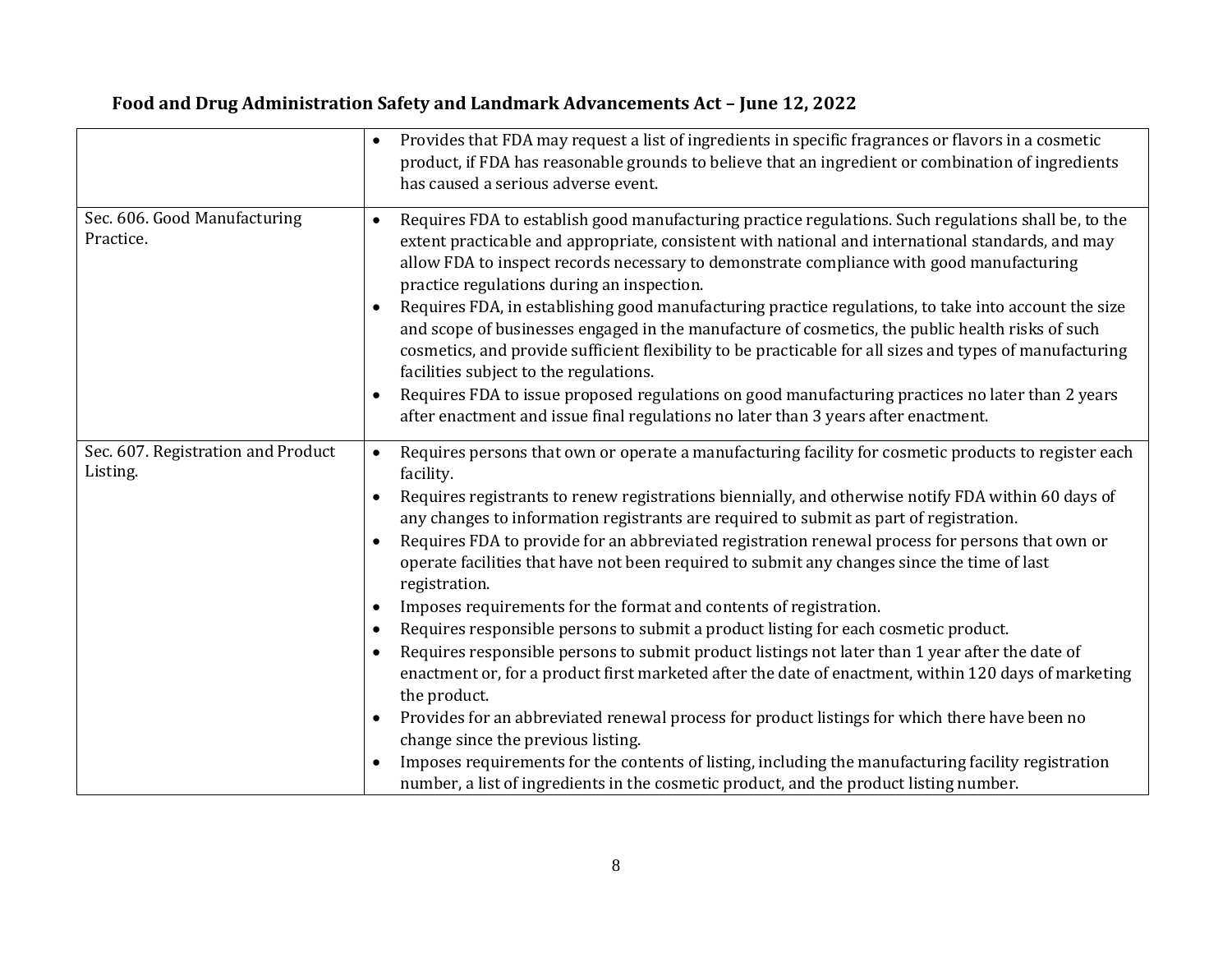**Food and Drug Administration Safety and Landmark Advancements Act – June 12, 2022**

| | |
|---|---|
| | • Provides that FDA may request a list of ingredients in specific fragrances or flavors in a cosmetic product, if FDA has reasonable grounds to believe that an ingredient or combination of ingredients has caused a serious adverse event. |
| Sec. 606. Good Manufacturing Practice. | • Requires FDA to establish good manufacturing practice regulations. Such regulations shall be, to the extent practicable and appropriate, consistent with national and international standards, and may allow FDA to inspect records necessary to demonstrate compliance with good manufacturing practice regulations during an inspection.<br>• Requires FDA, in establishing good manufacturing practice regulations, to take into account the size and scope of businesses engaged in the manufacture of cosmetics, the public health risks of such cosmetics, and provide sufficient flexibility to be practicable for all sizes and types of manufacturing facilities subject to the regulations.<br>• Requires FDA to issue proposed regulations on good manufacturing practices no later than 2 years after enactment and issue final regulations no later than 3 years after enactment. |
| Sec. 607. Registration and Product Listing. | • Requires persons that own or operate a manufacturing facility for cosmetic products to register each facility.<br>• Requires registrants to renew registrations biennially, and otherwise notify FDA within 60 days of any changes to information registrants are required to submit as part of registration.<br>• Requires FDA to provide for an abbreviated registration renewal process for persons that own or operate facilities that have not been required to submit any changes since the time of last registration.<br>• Imposes requirements for the format and contents of registration.<br>• Requires responsible persons to submit a product listing for each cosmetic product.<br>• Requires responsible persons to submit product listings not later than 1 year after the date of enactment or, for a product first marketed after the date of enactment, within 120 days of marketing the product.<br>• Provides for an abbreviated renewal process for product listings for which there have been no change since the previous listing.<br>• Imposes requirements for the contents of listing, including the manufacturing facility registration number, a list of ingredients in the cosmetic product, and the product listing number. |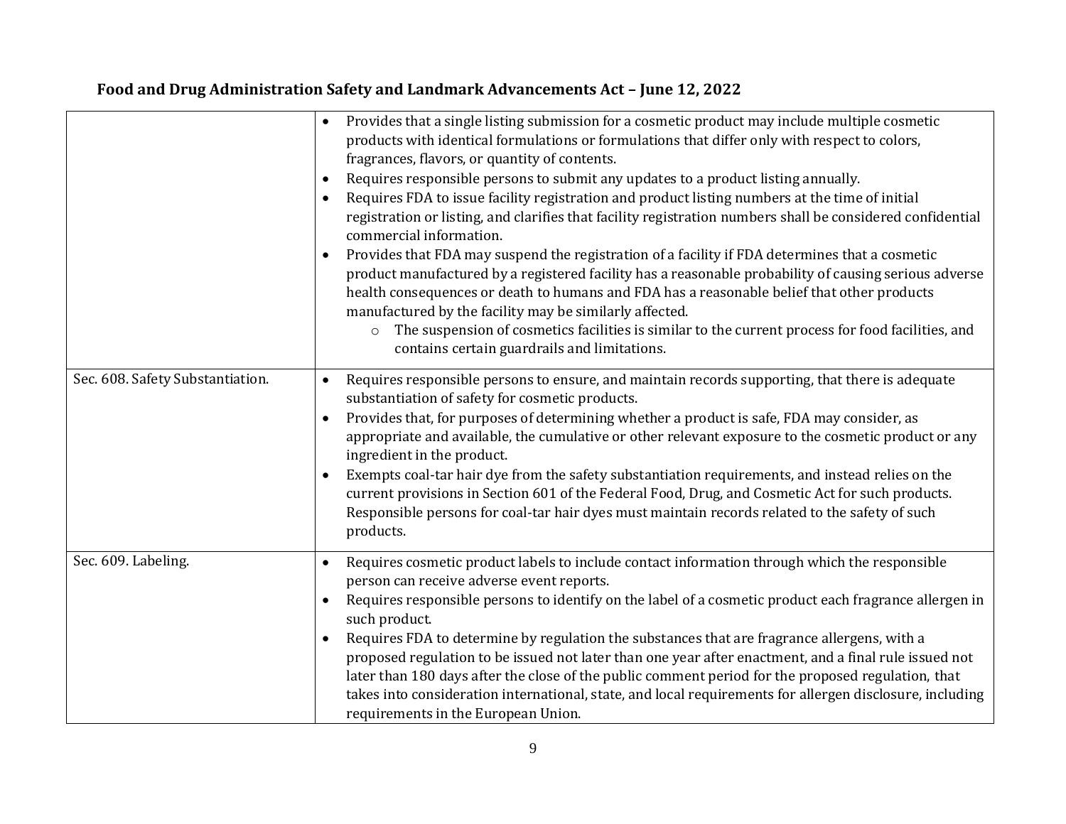| | |
|---|---|
| | • Provides that a single listing submission for a cosmetic product may include multiple cosmetic products with identical formulations or formulations that differ only with respect to colors, fragrances, flavors, or quantity of contents.<br>• Requires responsible persons to submit any updates to a product listing annually.<br>• Requires FDA to issue facility registration and product listing numbers at the time of initial registration or listing, and clarifies that facility registration numbers shall be considered confidential commercial information.<br>• Provides that FDA may suspend the registration of a facility if FDA determines that a cosmetic product manufactured by a registered facility has a reasonable probability of causing serious adverse health consequences or death to humans and FDA has a reasonable belief that other products manufactured by the facility may be similarly affected.<br>&nbsp;&nbsp;&nbsp;&nbsp;o The suspension of cosmetics facilities is similar to the current process for food facilities, and contains certain guardrails and limitations. |
| Sec. 608. Safety Substantiation. | • Requires responsible persons to ensure, and maintain records supporting, that there is adequate substantiation of safety for cosmetic products.<br>• Provides that, for purposes of determining whether a product is safe, FDA may consider, as appropriate and available, the cumulative or other relevant exposure to the cosmetic product or any ingredient in the product.<br>• Exempts coal-tar hair dye from the safety substantiation requirements, and instead relies on the current provisions in Section 601 of the Federal Food, Drug, and Cosmetic Act for such products. Responsible persons for coal-tar hair dyes must maintain records related to the safety of such products. |
| Sec. 609. Labeling. | • Requires cosmetic product labels to include contact information through which the responsible person can receive adverse event reports.<br>• Requires responsible persons to identify on the label of a cosmetic product each fragrance allergen in such product.<br>• Requires FDA to determine by regulation the substances that are fragrance allergens, with a proposed regulation to be issued not later than one year after enactment, and a final rule issued not later than 180 days after the close of the public comment period for the proposed regulation, that takes into consideration international, state, and local requirements for allergen disclosure, including requirements in the European Union. |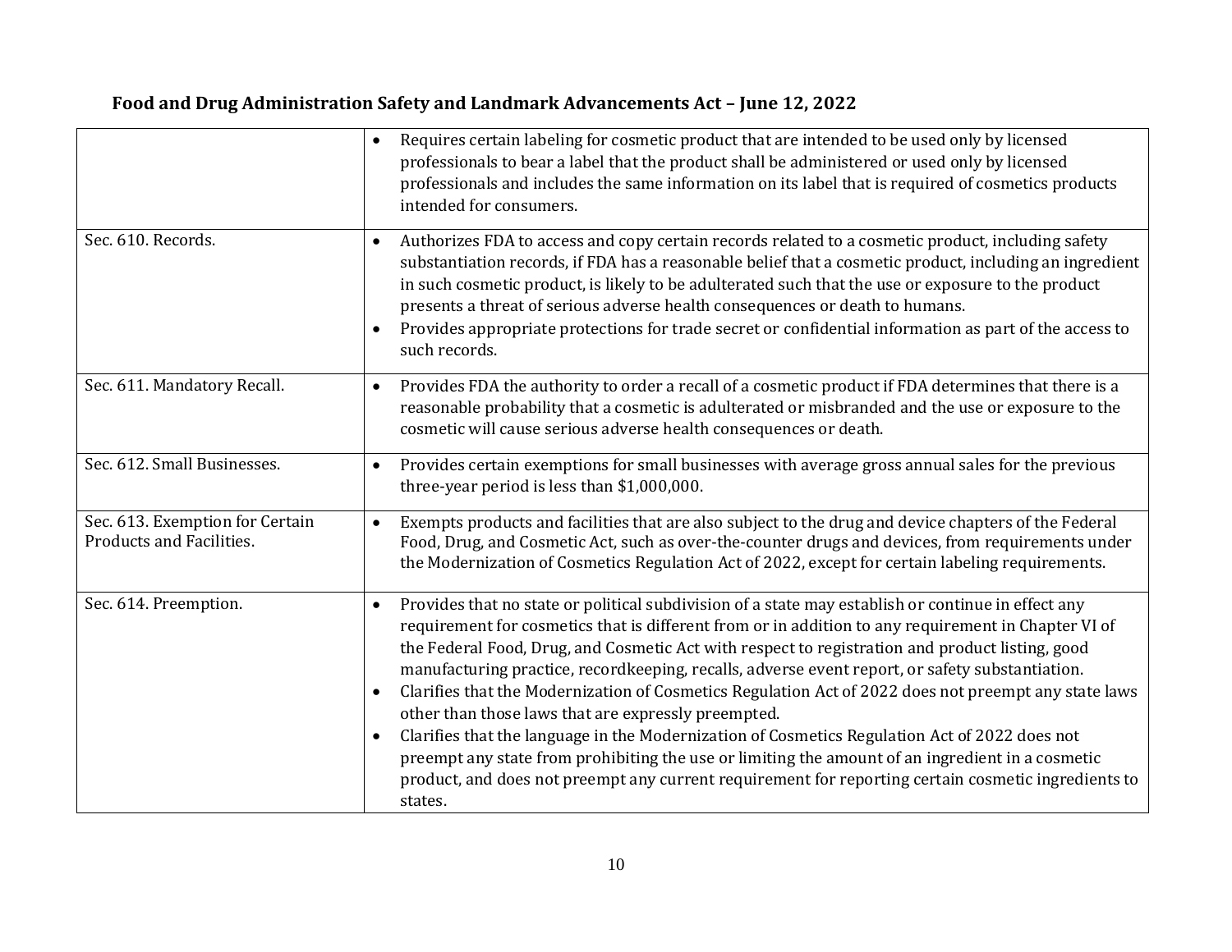**Food and Drug Administration Safety and Landmark Advancements Act – June 12, 2022**

| | |
|---|---|
| | • Requires certain labeling for cosmetic product that are intended to be used only by licensed professionals to bear a label that the product shall be administered or used only by licensed professionals and includes the same information on its label that is required of cosmetics products intended for consumers. |
| Sec. 610. Records. | • Authorizes FDA to access and copy certain records related to a cosmetic product, including safety substantiation records, if FDA has a reasonable belief that a cosmetic product, including an ingredient in such cosmetic product, is likely to be adulterated such that the use or exposure to the product presents a threat of serious adverse health consequences or death to humans.<br>• Provides appropriate protections for trade secret or confidential information as part of the access to such records. |
| Sec. 611. Mandatory Recall. | • Provides FDA the authority to order a recall of a cosmetic product if FDA determines that there is a reasonable probability that a cosmetic is adulterated or misbranded and the use or exposure to the cosmetic will cause serious adverse health consequences or death. |
| Sec. 612. Small Businesses. | • Provides certain exemptions for small businesses with average gross annual sales for the previous three-year period is less than $1,000,000. |
| Sec. 613. Exemption for Certain Products and Facilities. | • Exempts products and facilities that are also subject to the drug and device chapters of the Federal Food, Drug, and Cosmetic Act, such as over-the-counter drugs and devices, from requirements under the Modernization of Cosmetics Regulation Act of 2022, except for certain labeling requirements. |
| Sec. 614. Preemption. | • Provides that no state or political subdivision of a state may establish or continue in effect any requirement for cosmetics that is different from or in addition to any requirement in Chapter VI of the Federal Food, Drug, and Cosmetic Act with respect to registration and product listing, good manufacturing practice, recordkeeping, recalls, adverse event report, or safety substantiation.<br>• Clarifies that the Modernization of Cosmetics Regulation Act of 2022 does not preempt any state laws other than those laws that are expressly preempted.<br>• Clarifies that the language in the Modernization of Cosmetics Regulation Act of 2022 does not preempt any state from prohibiting the use or limiting the amount of an ingredient in a cosmetic product, and does not preempt any current requirement for reporting certain cosmetic ingredients to states. |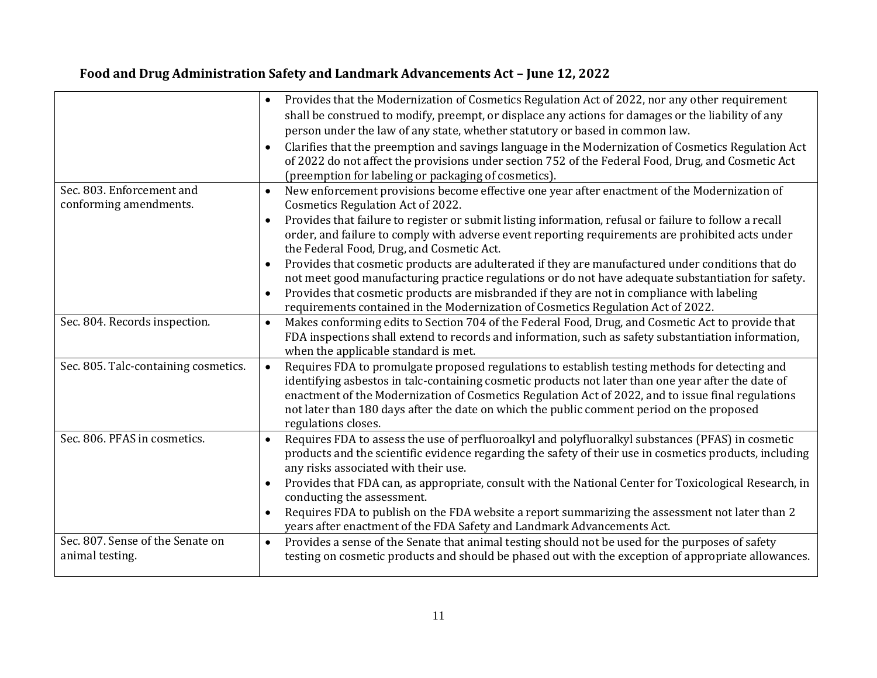## Food and Drug Administration Safety and Landmark Advancements Act – June 12, 2022

| | |
|---|---|
| | • Provides that the Modernization of Cosmetics Regulation Act of 2022, nor any other requirement shall be construed to modify, preempt, or displace any actions for damages or the liability of any person under the law of any state, whether statutory or based in common law.<br>• Clarifies that the preemption and savings language in the Modernization of Cosmetics Regulation Act of 2022 do not affect the provisions under section 752 of the Federal Food, Drug, and Cosmetic Act (preemption for labeling or packaging of cosmetics). |
| Sec. 803. Enforcement and conforming amendments. | • New enforcement provisions become effective one year after enactment of the Modernization of Cosmetics Regulation Act of 2022.<br>• Provides that failure to register or submit listing information, refusal or failure to follow a recall order, and failure to comply with adverse event reporting requirements are prohibited acts under the Federal Food, Drug, and Cosmetic Act.<br>• Provides that cosmetic products are adulterated if they are manufactured under conditions that do not meet good manufacturing practice regulations or do not have adequate substantiation for safety.<br>• Provides that cosmetic products are misbranded if they are not in compliance with labeling requirements contained in the Modernization of Cosmetics Regulation Act of 2022. |
| Sec. 804. Records inspection. | • Makes conforming edits to Section 704 of the Federal Food, Drug, and Cosmetic Act to provide that FDA inspections shall extend to records and information, such as safety substantiation information, when the applicable standard is met. |
| Sec. 805. Talc-containing cosmetics. | • Requires FDA to promulgate proposed regulations to establish testing methods for detecting and identifying asbestos in talc-containing cosmetic products not later than one year after the date of enactment of the Modernization of Cosmetics Regulation Act of 2022, and to issue final regulations not later than 180 days after the date on which the public comment period on the proposed regulations closes. |
| Sec. 806. PFAS in cosmetics. | • Requires FDA to assess the use of perfluoroalkyl and polyfluoralkyl substances (PFAS) in cosmetic products and the scientific evidence regarding the safety of their use in cosmetics products, including any risks associated with their use.<br>• Provides that FDA can, as appropriate, consult with the National Center for Toxicological Research, in conducting the assessment.<br>• Requires FDA to publish on the FDA website a report summarizing the assessment not later than 2 years after enactment of the FDA Safety and Landmark Advancements Act. |
| Sec. 807. Sense of the Senate on animal testing. | • Provides a sense of the Senate that animal testing should not be used for the purposes of safety testing on cosmetic products and should be phased out with the exception of appropriate allowances. |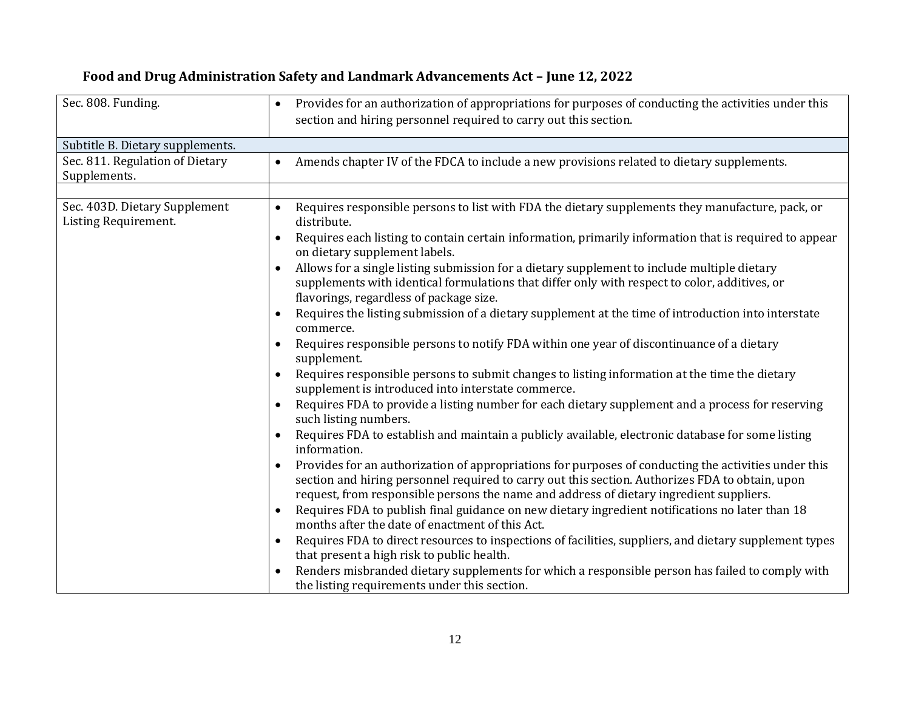## Food and Drug Administration Safety and Landmark Advancements Act – June 12, 2022

| | |
|---|---|
| Sec. 808. Funding. | • Provides for an authorization of appropriations for purposes of conducting the activities under this section and hiring personnel required to carry out this section. |
| Subtitle B. Dietary supplements. | |
| Sec. 811. Regulation of Dietary Supplements. | • Amends chapter IV of the FDCA to include a new provisions related to dietary supplements. |
| | |
| Sec. 403D. Dietary Supplement Listing Requirement. | • Requires responsible persons to list with FDA the dietary supplements they manufacture, pack, or distribute.<br>• Requires each listing to contain certain information, primarily information that is required to appear on dietary supplement labels.<br>• Allows for a single listing submission for a dietary supplement to include multiple dietary supplements with identical formulations that differ only with respect to color, additives, or flavorings, regardless of package size.<br>• Requires the listing submission of a dietary supplement at the time of introduction into interstate commerce.<br>• Requires responsible persons to notify FDA within one year of discontinuance of a dietary supplement.<br>• Requires responsible persons to submit changes to listing information at the time the dietary supplement is introduced into interstate commerce.<br>• Requires FDA to provide a listing number for each dietary supplement and a process for reserving such listing numbers.<br>• Requires FDA to establish and maintain a publicly available, electronic database for some listing information.<br>• Provides for an authorization of appropriations for purposes of conducting the activities under this section and hiring personnel required to carry out this section. Authorizes FDA to obtain, upon request, from responsible persons the name and address of dietary ingredient suppliers.<br>• Requires FDA to publish final guidance on new dietary ingredient notifications no later than 18 months after the date of enactment of this Act.<br>• Requires FDA to direct resources to inspections of facilities, suppliers, and dietary supplement types that present a high risk to public health.<br>• Renders misbranded dietary supplements for which a responsible person has failed to comply with the listing requirements under this section. |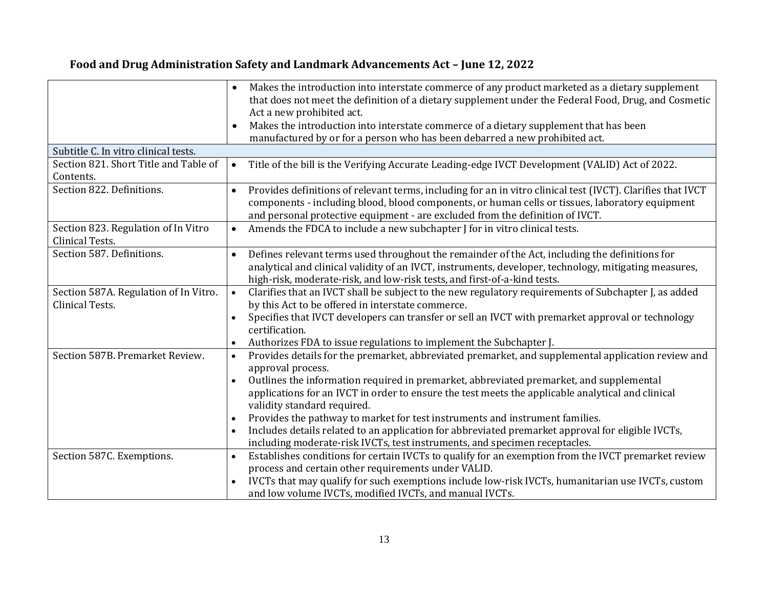**Food and Drug Administration Safety and Landmark Advancements Act – June 12, 2022**

| | |
|---|---|
| | • Makes the introduction into interstate commerce of any product marketed as a dietary supplement that does not meet the definition of a dietary supplement under the Federal Food, Drug, and Cosmetic Act a new prohibited act.<br>• Makes the introduction into interstate commerce of a dietary supplement that has been manufactured by or for a person who has been debarred a new prohibited act. |
| Subtitle C. In vitro clinical tests. | |
| Section 821. Short Title and Table of Contents. | • Title of the bill is the Verifying Accurate Leading-edge IVCT Development (VALID) Act of 2022. |
| Section 822. Definitions. | • Provides definitions of relevant terms, including for an in vitro clinical test (IVCT). Clarifies that IVCT components - including blood, blood components, or human cells or tissues, laboratory equipment and personal protective equipment - are excluded from the definition of IVCT. |
| Section 823. Regulation of In Vitro Clinical Tests. | • Amends the FDCA to include a new subchapter J for in vitro clinical tests. |
| Section 587. Definitions. | • Defines relevant terms used throughout the remainder of the Act, including the definitions for analytical and clinical validity of an IVCT, instruments, developer, technology, mitigating measures, high-risk, moderate-risk, and low-risk tests, and first-of-a-kind tests. |
| Section 587A. Regulation of In Vitro. Clinical Tests. | • Clarifies that an IVCT shall be subject to the new regulatory requirements of Subchapter J, as added by this Act to be offered in interstate commerce.<br>• Specifies that IVCT developers can transfer or sell an IVCT with premarket approval or technology certification.<br>• Authorizes FDA to issue regulations to implement the Subchapter J. |
| Section 587B. Premarket Review. | • Provides details for the premarket, abbreviated premarket, and supplemental application review and approval process.<br>• Outlines the information required in premarket, abbreviated premarket, and supplemental applications for an IVCT in order to ensure the test meets the applicable analytical and clinical validity standard required.<br>• Provides the pathway to market for test instruments and instrument families.<br>• Includes details related to an application for abbreviated premarket approval for eligible IVCTs, including moderate-risk IVCTs, test instruments, and specimen receptacles. |
| Section 587C. Exemptions. | • Establishes conditions for certain IVCTs to qualify for an exemption from the IVCT premarket review process and certain other requirements under VALID.<br>• IVCTs that may qualify for such exemptions include low-risk IVCTs, humanitarian use IVCTs, custom and low volume IVCTs, modified IVCTs, and manual IVCTs. |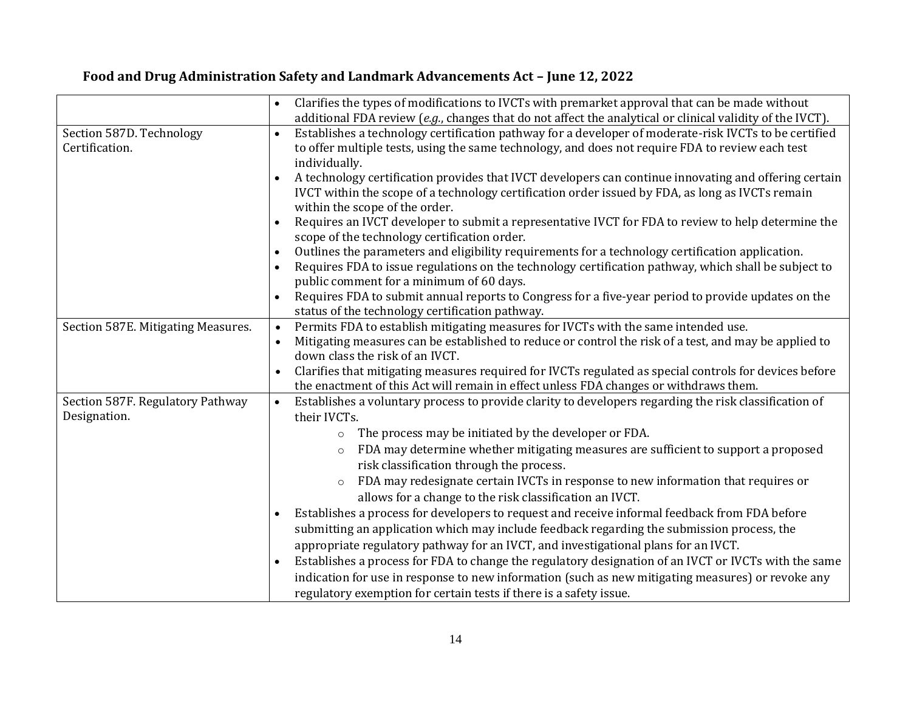**Food and Drug Administration Safety and Landmark Advancements Act – June 12, 2022**

| | |
|---|---|
| | • Clarifies the types of modifications to IVCTs with premarket approval that can be made without additional FDA review (*e.g.*, changes that do not affect the analytical or clinical validity of the IVCT). |
| Section 587D. Technology Certification. | • Establishes a technology certification pathway for a developer of moderate-risk IVCTs to be certified to offer multiple tests, using the same technology, and does not require FDA to review each test individually.<br>• A technology certification provides that IVCT developers can continue innovating and offering certain IVCT within the scope of a technology certification order issued by FDA, as long as IVCTs remain within the scope of the order.<br>• Requires an IVCT developer to submit a representative IVCT for FDA to review to help determine the scope of the technology certification order.<br>• Outlines the parameters and eligibility requirements for a technology certification application.<br>• Requires FDA to issue regulations on the technology certification pathway, which shall be subject to public comment for a minimum of 60 days.<br>• Requires FDA to submit annual reports to Congress for a five-year period to provide updates on the status of the technology certification pathway. |
| Section 587E. Mitigating Measures. | • Permits FDA to establish mitigating measures for IVCTs with the same intended use.<br>• Mitigating measures can be established to reduce or control the risk of a test, and may be applied to down class the risk of an IVCT.<br>• Clarifies that mitigating measures required for IVCTs regulated as special controls for devices before the enactment of this Act will remain in effect unless FDA changes or withdraws them. |
| Section 587F. Regulatory Pathway Designation. | • Establishes a voluntary process to provide clarity to developers regarding the risk classification of their IVCTs.<br>&nbsp;&nbsp;&nbsp;&nbsp;○ The process may be initiated by the developer or FDA.<br>&nbsp;&nbsp;&nbsp;&nbsp;○ FDA may determine whether mitigating measures are sufficient to support a proposed risk classification through the process.<br>&nbsp;&nbsp;&nbsp;&nbsp;○ FDA may redesignate certain IVCTs in response to new information that requires or allows for a change to the risk classification an IVCT.<br>• Establishes a process for developers to request and receive informal feedback from FDA before submitting an application which may include feedback regarding the submission process, the appropriate regulatory pathway for an IVCT, and investigational plans for an IVCT.<br>• Establishes a process for FDA to change the regulatory designation of an IVCT or IVCTs with the same indication for use in response to new information (such as new mitigating measures) or revoke any regulatory exemption for certain tests if there is a safety issue. |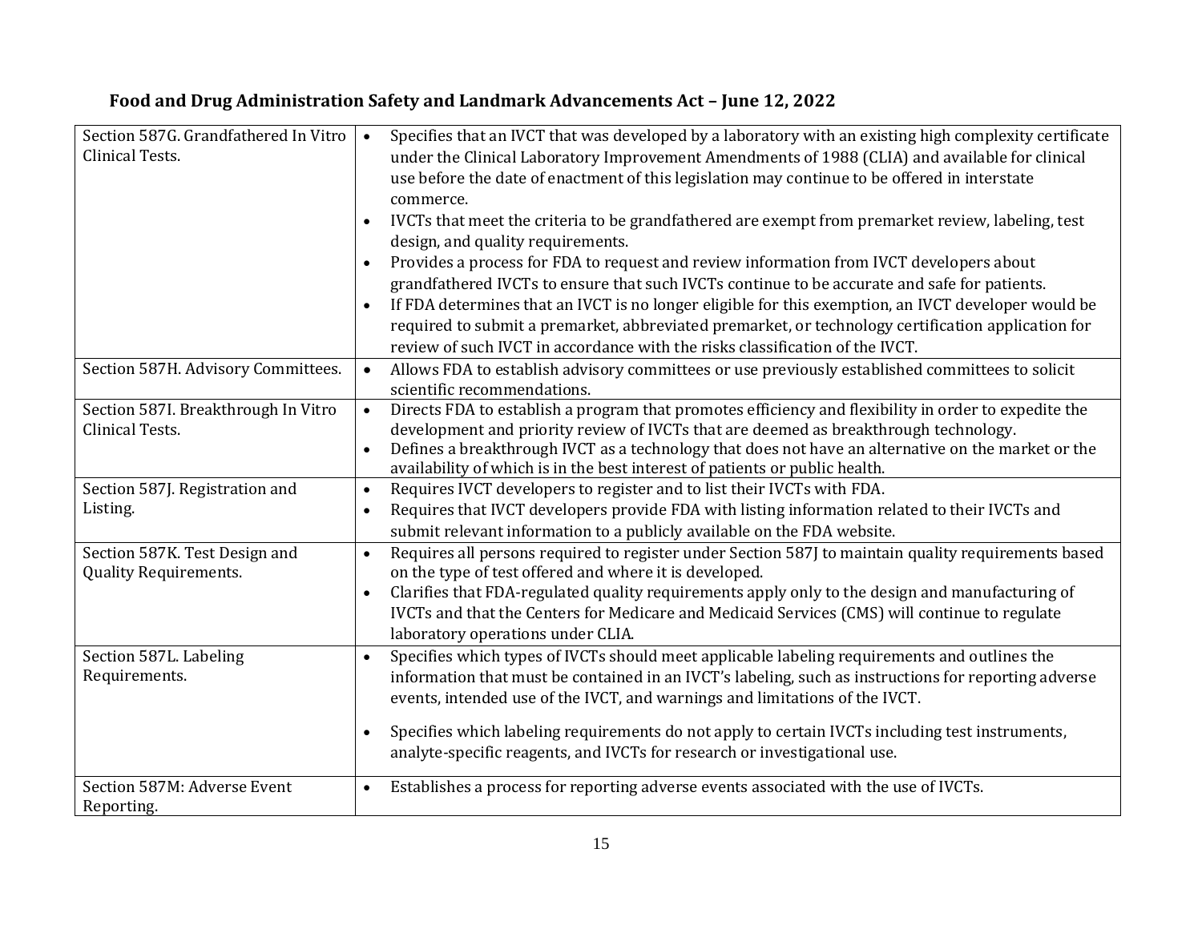**Food and Drug Administration Safety and Landmark Advancements Act – June 12, 2022**

| | |
|---|---|
| Section 587G. Grandfathered In Vitro Clinical Tests. | • Specifies that an IVCT that was developed by a laboratory with an existing high complexity certificate under the Clinical Laboratory Improvement Amendments of 1988 (CLIA) and available for clinical use before the date of enactment of this legislation may continue to be offered in interstate commerce.<br>• IVCTs that meet the criteria to be grandfathered are exempt from premarket review, labeling, test design, and quality requirements.<br>• Provides a process for FDA to request and review information from IVCT developers about grandfathered IVCTs to ensure that such IVCTs continue to be accurate and safe for patients.<br>• If FDA determines that an IVCT is no longer eligible for this exemption, an IVCT developer would be required to submit a premarket, abbreviated premarket, or technology certification application for review of such IVCT in accordance with the risks classification of the IVCT. |
| Section 587H. Advisory Committees. | • Allows FDA to establish advisory committees or use previously established committees to solicit scientific recommendations. |
| Section 587I. Breakthrough In Vitro Clinical Tests. | • Directs FDA to establish a program that promotes efficiency and flexibility in order to expedite the development and priority review of IVCTs that are deemed as breakthrough technology.<br>• Defines a breakthrough IVCT as a technology that does not have an alternative on the market or the availability of which is in the best interest of patients or public health. |
| Section 587J. Registration and Listing. | • Requires IVCT developers to register and to list their IVCTs with FDA.<br>• Requires that IVCT developers provide FDA with listing information related to their IVCTs and submit relevant information to a publicly available on the FDA website. |
| Section 587K. Test Design and Quality Requirements. | • Requires all persons required to register under Section 587J to maintain quality requirements based on the type of test offered and where it is developed.<br>• Clarifies that FDA-regulated quality requirements apply only to the design and manufacturing of IVCTs and that the Centers for Medicare and Medicaid Services (CMS) will continue to regulate laboratory operations under CLIA. |
| Section 587L. Labeling Requirements. | • Specifies which types of IVCTs should meet applicable labeling requirements and outlines the information that must be contained in an IVCT's labeling, such as instructions for reporting adverse events, intended use of the IVCT, and warnings and limitations of the IVCT.<br>• Specifies which labeling requirements do not apply to certain IVCTs including test instruments, analyte-specific reagents, and IVCTs for research or investigational use. |
| Section 587M: Adverse Event Reporting. | • Establishes a process for reporting adverse events associated with the use of IVCTs. |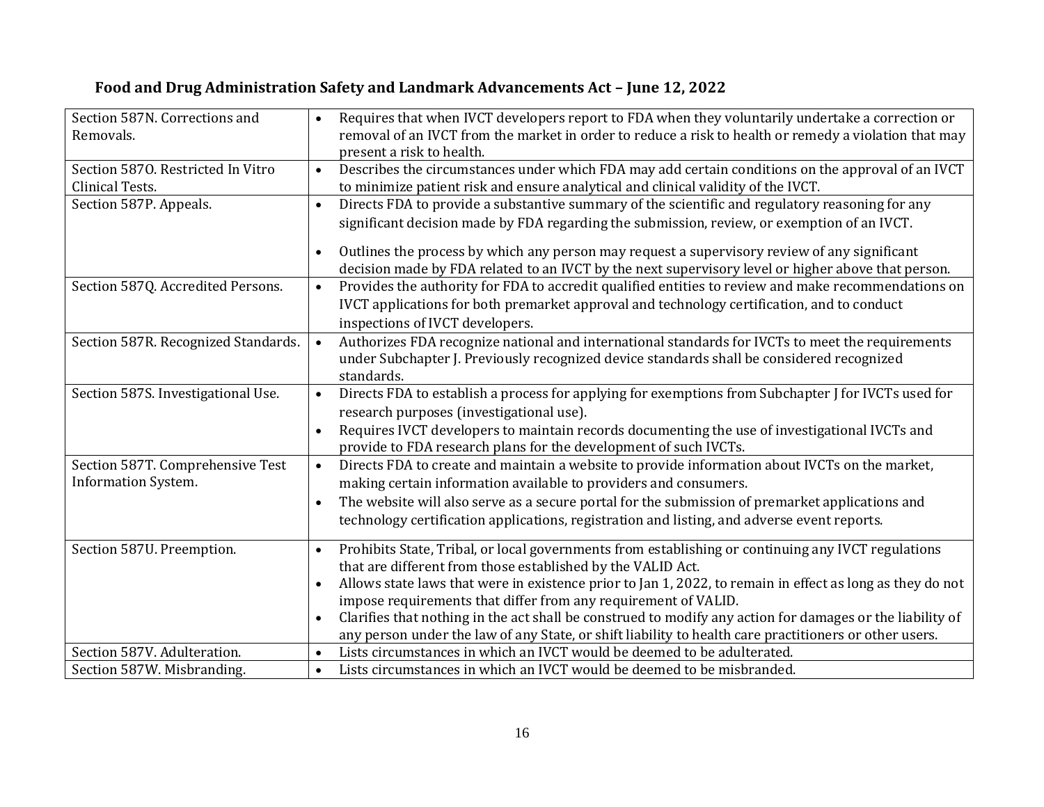**Food and Drug Administration Safety and Landmark Advancements Act – June 12, 2022**

| | |
|---|---|
| Section 587N. Corrections and Removals. | • Requires that when IVCT developers report to FDA when they voluntarily undertake a correction or removal of an IVCT from the market in order to reduce a risk to health or remedy a violation that may present a risk to health. |
| Section 587O. Restricted In Vitro Clinical Tests. | • Describes the circumstances under which FDA may add certain conditions on the approval of an IVCT to minimize patient risk and ensure analytical and clinical validity of the IVCT. |
| Section 587P. Appeals. | • Directs FDA to provide a substantive summary of the scientific and regulatory reasoning for any significant decision made by FDA regarding the submission, review, or exemption of an IVCT.<br>• Outlines the process by which any person may request a supervisory review of any significant decision made by FDA related to an IVCT by the next supervisory level or higher above that person. |
| Section 587Q. Accredited Persons. | • Provides the authority for FDA to accredit qualified entities to review and make recommendations on IVCT applications for both premarket approval and technology certification, and to conduct inspections of IVCT developers. |
| Section 587R. Recognized Standards. | • Authorizes FDA recognize national and international standards for IVCTs to meet the requirements under Subchapter J. Previously recognized device standards shall be considered recognized standards. |
| Section 587S. Investigational Use. | • Directs FDA to establish a process for applying for exemptions from Subchapter J for IVCTs used for research purposes (investigational use).<br>• Requires IVCT developers to maintain records documenting the use of investigational IVCTs and provide to FDA research plans for the development of such IVCTs. |
| Section 587T. Comprehensive Test Information System. | • Directs FDA to create and maintain a website to provide information about IVCTs on the market, making certain information available to providers and consumers.<br>• The website will also serve as a secure portal for the submission of premarket applications and technology certification applications, registration and listing, and adverse event reports. |
| Section 587U. Preemption. | • Prohibits State, Tribal, or local governments from establishing or continuing any IVCT regulations that are different from those established by the VALID Act.<br>• Allows state laws that were in existence prior to Jan 1, 2022, to remain in effect as long as they do not impose requirements that differ from any requirement of VALID.<br>• Clarifies that nothing in the act shall be construed to modify any action for damages or the liability of any person under the law of any State, or shift liability to health care practitioners or other users. |
| Section 587V. Adulteration. | • Lists circumstances in which an IVCT would be deemed to be adulterated. |
| Section 587W. Misbranding. | • Lists circumstances in which an IVCT would be deemed to be misbranded. |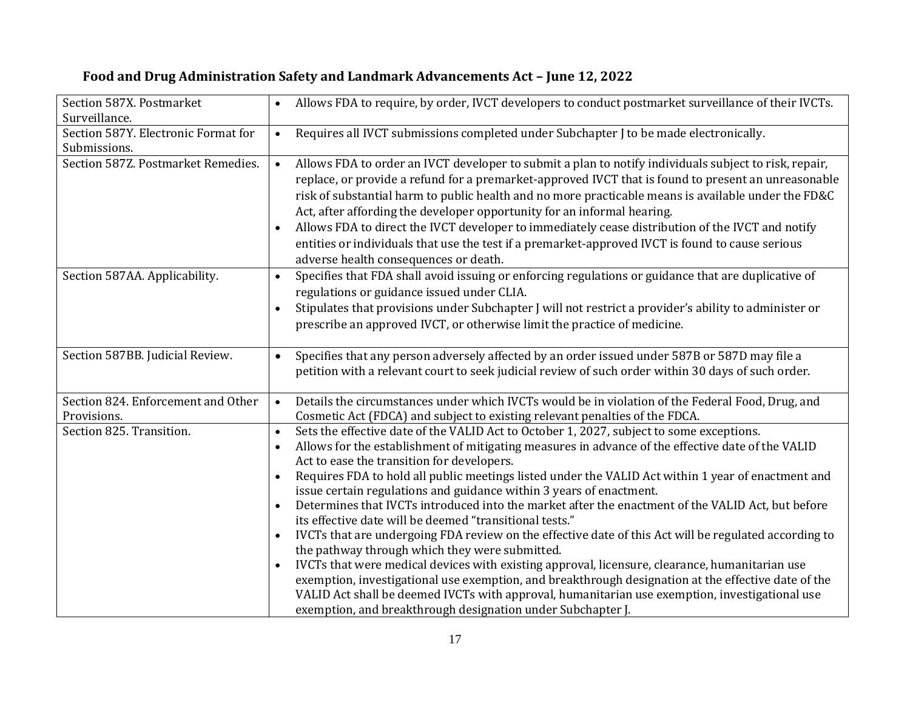**Food and Drug Administration Safety and Landmark Advancements Act – June 12, 2022**

| | |
|---|---|
| Section 587X. Postmarket Surveillance. | • Allows FDA to require, by order, IVCT developers to conduct postmarket surveillance of their IVCTs. |
| Section 587Y. Electronic Format for Submissions. | • Requires all IVCT submissions completed under Subchapter J to be made electronically. |
| Section 587Z. Postmarket Remedies. | • Allows FDA to order an IVCT developer to submit a plan to notify individuals subject to risk, repair, replace, or provide a refund for a premarket-approved IVCT that is found to present an unreasonable risk of substantial harm to public health and no more practicable means is available under the FD&C Act, after affording the developer opportunity for an informal hearing.<br>• Allows FDA to direct the IVCT developer to immediately cease distribution of the IVCT and notify entities or individuals that use the test if a premarket-approved IVCT is found to cause serious adverse health consequences or death. |
| Section 587AA. Applicability. | • Specifies that FDA shall avoid issuing or enforcing regulations or guidance that are duplicative of regulations or guidance issued under CLIA.<br>• Stipulates that provisions under Subchapter J will not restrict a provider's ability to administer or prescribe an approved IVCT, or otherwise limit the practice of medicine. |
| Section 587BB. Judicial Review. | • Specifies that any person adversely affected by an order issued under 587B or 587D may file a petition with a relevant court to seek judicial review of such order within 30 days of such order. |
| Section 824. Enforcement and Other Provisions. | • Details the circumstances under which IVCTs would be in violation of the Federal Food, Drug, and Cosmetic Act (FDCA) and subject to existing relevant penalties of the FDCA. |
| Section 825. Transition. | • Sets the effective date of the VALID Act to October 1, 2027, subject to some exceptions.<br>• Allows for the establishment of mitigating measures in advance of the effective date of the VALID Act to ease the transition for developers.<br>• Requires FDA to hold all public meetings listed under the VALID Act within 1 year of enactment and issue certain regulations and guidance within 3 years of enactment.<br>• Determines that IVCTs introduced into the market after the enactment of the VALID Act, but before its effective date will be deemed "transitional tests."<br>• IVCTs that are undergoing FDA review on the effective date of this Act will be regulated according to the pathway through which they were submitted.<br>• IVCTs that were medical devices with existing approval, licensure, clearance, humanitarian use exemption, investigational use exemption, and breakthrough designation at the effective date of the VALID Act shall be deemed IVCTs with approval, humanitarian use exemption, investigational use exemption, and breakthrough designation under Subchapter J. |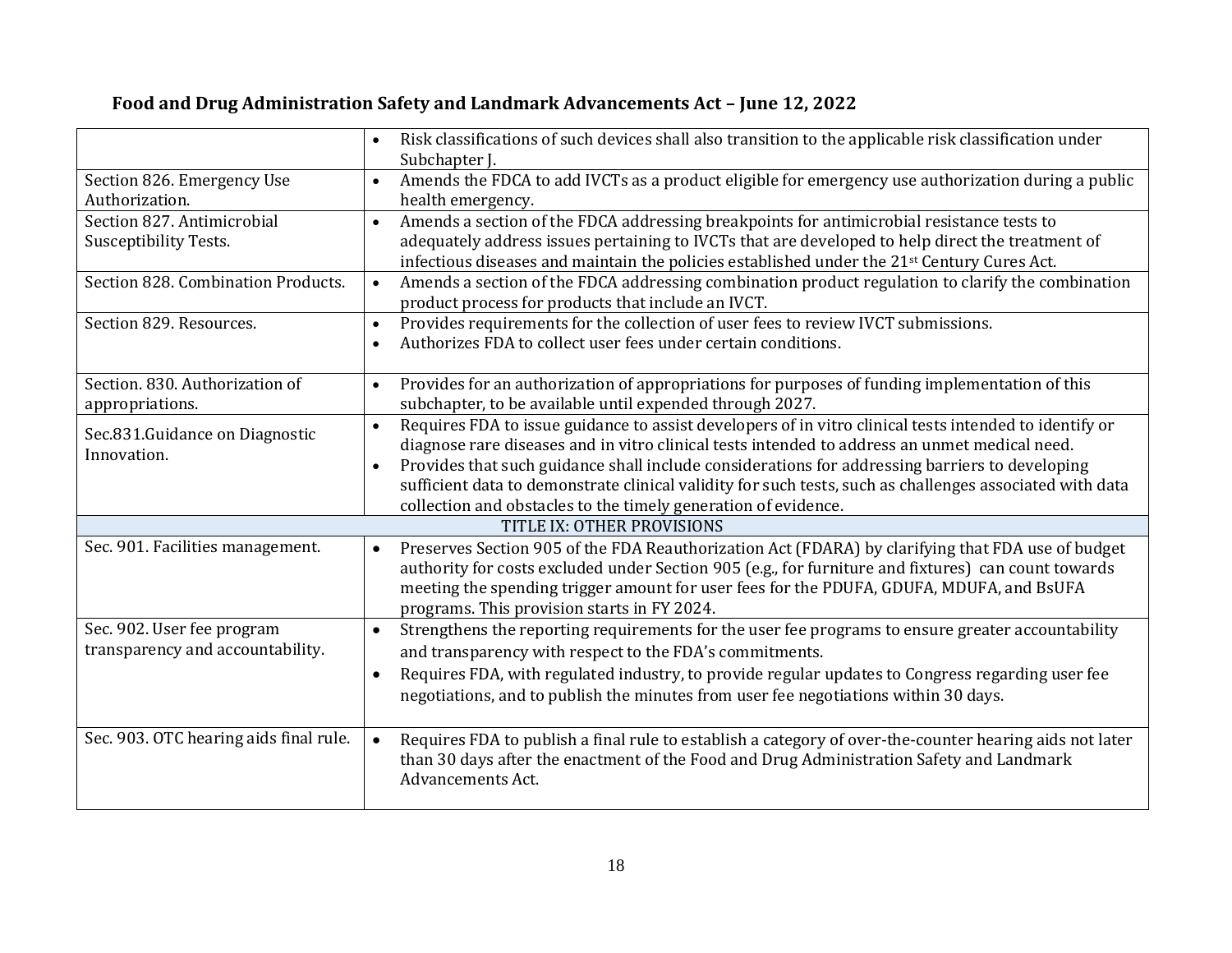**Food and Drug Administration Safety and Landmark Advancements Act – June 12, 2022**

| | |
|---|---|
| | • Risk classifications of such devices shall also transition to the applicable risk classification under Subchapter J. |
| Section 826. Emergency Use Authorization. | • Amends the FDCA to add IVCTs as a product eligible for emergency use authorization during a public health emergency. |
| Section 827. Antimicrobial Susceptibility Tests. | • Amends a section of the FDCA addressing breakpoints for antimicrobial resistance tests to adequately address issues pertaining to IVCTs that are developed to help direct the treatment of infectious diseases and maintain the policies established under the 21st Century Cures Act. |
| Section 828. Combination Products. | • Amends a section of the FDCA addressing combination product regulation to clarify the combination product process for products that include an IVCT. |
| Section 829. Resources. | • Provides requirements for the collection of user fees to review IVCT submissions.<br>• Authorizes FDA to collect user fees under certain conditions. |
| Section. 830. Authorization of appropriations. | • Provides for an authorization of appropriations for purposes of funding implementation of this subchapter, to be available until expended through 2027. |
| Sec.831.Guidance on Diagnostic Innovation. | • Requires FDA to issue guidance to assist developers of in vitro clinical tests intended to identify or diagnose rare diseases and in vitro clinical tests intended to address an unmet medical need.<br>• Provides that such guidance shall include considerations for addressing barriers to developing sufficient data to demonstrate clinical validity for such tests, such as challenges associated with data collection and obstacles to the timely generation of evidence. |
| TITLE IX: OTHER PROVISIONS | |
| Sec. 901. Facilities management. | • Preserves Section 905 of the FDA Reauthorization Act (FDARA) by clarifying that FDA use of budget authority for costs excluded under Section 905 (e.g., for furniture and fixtures) can count towards meeting the spending trigger amount for user fees for the PDUFA, GDUFA, MDUFA, and BsUFA programs. This provision starts in FY 2024. |
| Sec. 902. User fee program transparency and accountability. | • Strengthens the reporting requirements for the user fee programs to ensure greater accountability and transparency with respect to the FDA's commitments.<br>• Requires FDA, with regulated industry, to provide regular updates to Congress regarding user fee negotiations, and to publish the minutes from user fee negotiations within 30 days. |
| Sec. 903. OTC hearing aids final rule. | • Requires FDA to publish a final rule to establish a category of over-the-counter hearing aids not later than 30 days after the enactment of the Food and Drug Administration Safety and Landmark Advancements Act. |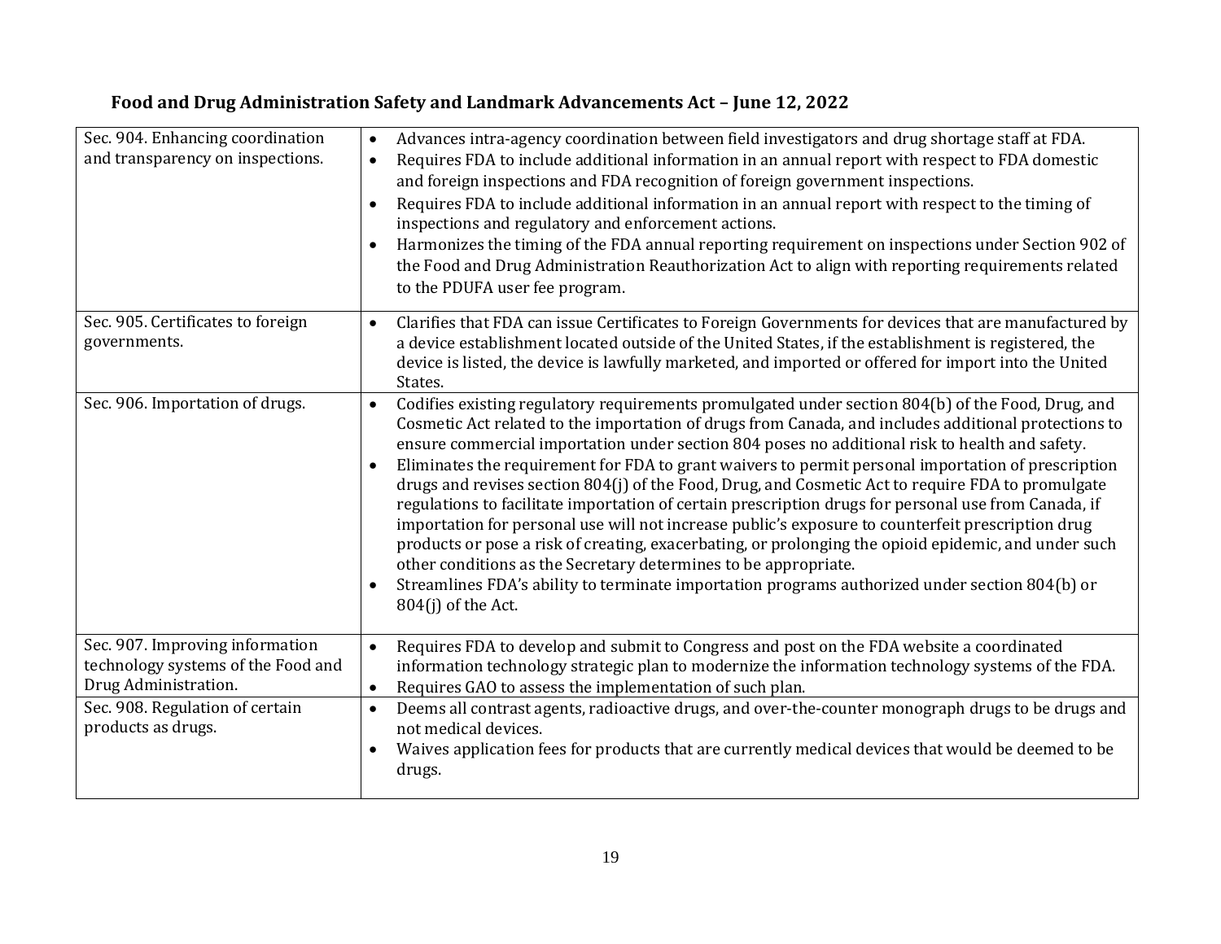**Food and Drug Administration Safety and Landmark Advancements Act – June 12, 2022**

| | |
|---|---|
| Sec. 904. Enhancing coordination and transparency on inspections. | • Advances intra-agency coordination between field investigators and drug shortage staff at FDA.<br>• Requires FDA to include additional information in an annual report with respect to FDA domestic and foreign inspections and FDA recognition of foreign government inspections.<br>• Requires FDA to include additional information in an annual report with respect to the timing of inspections and regulatory and enforcement actions.<br>• Harmonizes the timing of the FDA annual reporting requirement on inspections under Section 902 of the Food and Drug Administration Reauthorization Act to align with reporting requirements related to the PDUFA user fee program. |
| Sec. 905. Certificates to foreign governments. | • Clarifies that FDA can issue Certificates to Foreign Governments for devices that are manufactured by a device establishment located outside of the United States, if the establishment is registered, the device is listed, the device is lawfully marketed, and imported or offered for import into the United States. |
| Sec. 906. Importation of drugs. | • Codifies existing regulatory requirements promulgated under section 804(b) of the Food, Drug, and Cosmetic Act related to the importation of drugs from Canada, and includes additional protections to ensure commercial importation under section 804 poses no additional risk to health and safety.<br>• Eliminates the requirement for FDA to grant waivers to permit personal importation of prescription drugs and revises section 804(j) of the Food, Drug, and Cosmetic Act to require FDA to promulgate regulations to facilitate importation of certain prescription drugs for personal use from Canada, if importation for personal use will not increase public's exposure to counterfeit prescription drug products or pose a risk of creating, exacerbating, or prolonging the opioid epidemic, and under such other conditions as the Secretary determines to be appropriate.<br>• Streamlines FDA's ability to terminate importation programs authorized under section 804(b) or 804(j) of the Act. |
| Sec. 907. Improving information technology systems of the Food and Drug Administration. | • Requires FDA to develop and submit to Congress and post on the FDA website a coordinated information technology strategic plan to modernize the information technology systems of the FDA.<br>• Requires GAO to assess the implementation of such plan. |
| Sec. 908. Regulation of certain products as drugs. | • Deems all contrast agents, radioactive drugs, and over-the-counter monograph drugs to be drugs and not medical devices.<br>• Waives application fees for products that are currently medical devices that would be deemed to be drugs. |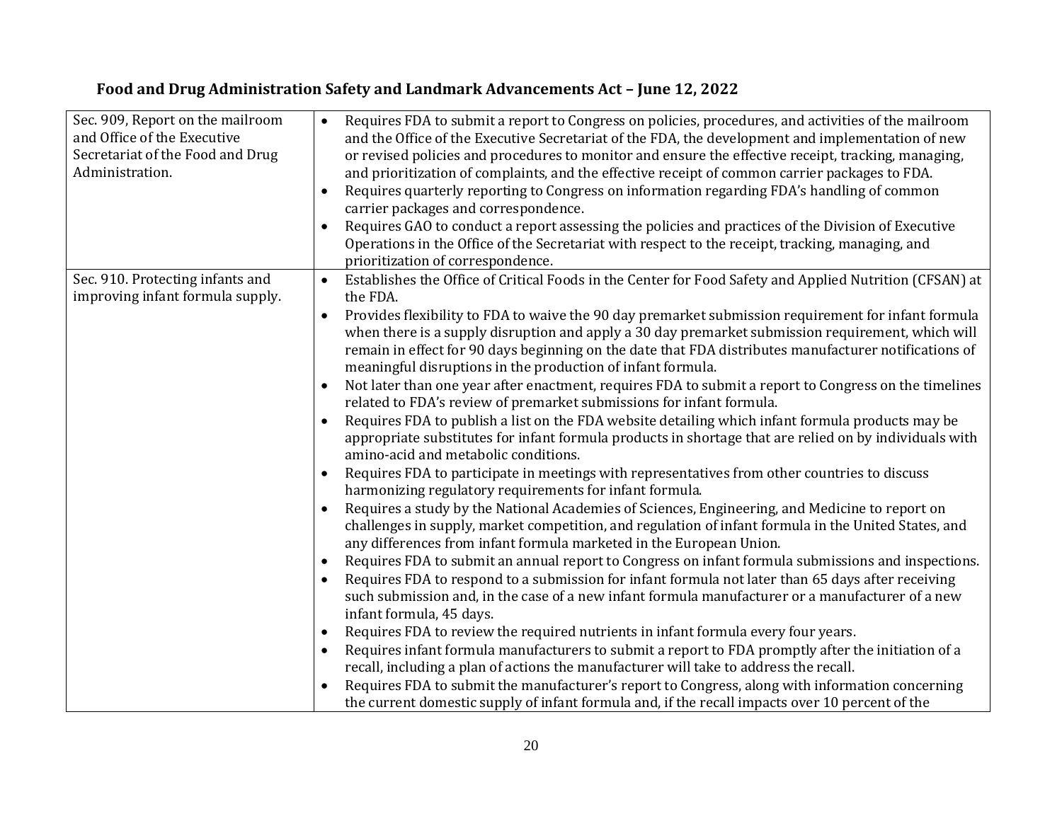## Food and Drug Administration Safety and Landmark Advancements Act – June 12, 2022

| | |
|---|---|
| Sec. 909, Report on the mailroom and Office of the Executive Secretariat of the Food and Drug Administration. | • Requires FDA to submit a report to Congress on policies, procedures, and activities of the mailroom and the Office of the Executive Secretariat of the FDA, the development and implementation of new or revised policies and procedures to monitor and ensure the effective receipt, tracking, managing, and prioritization of complaints, and the effective receipt of common carrier packages to FDA.<br>• Requires quarterly reporting to Congress on information regarding FDA's handling of common carrier packages and correspondence.<br>• Requires GAO to conduct a report assessing the policies and practices of the Division of Executive Operations in the Office of the Secretariat with respect to the receipt, tracking, managing, and prioritization of correspondence. |
| Sec. 910. Protecting infants and improving infant formula supply. | • Establishes the Office of Critical Foods in the Center for Food Safety and Applied Nutrition (CFSAN) at the FDA.<br>• Provides flexibility to FDA to waive the 90 day premarket submission requirement for infant formula when there is a supply disruption and apply a 30 day premarket submission requirement, which will remain in effect for 90 days beginning on the date that FDA distributes manufacturer notifications of meaningful disruptions in the production of infant formula.<br>• Not later than one year after enactment, requires FDA to submit a report to Congress on the timelines related to FDA's review of premarket submissions for infant formula.<br>• Requires FDA to publish a list on the FDA website detailing which infant formula products may be appropriate substitutes for infant formula products in shortage that are relied on by individuals with amino-acid and metabolic conditions.<br>• Requires FDA to participate in meetings with representatives from other countries to discuss harmonizing regulatory requirements for infant formula.<br>• Requires a study by the National Academies of Sciences, Engineering, and Medicine to report on challenges in supply, market competition, and regulation of infant formula in the United States, and any differences from infant formula marketed in the European Union.<br>• Requires FDA to submit an annual report to Congress on infant formula submissions and inspections.<br>• Requires FDA to respond to a submission for infant formula not later than 65 days after receiving such submission and, in the case of a new infant formula manufacturer or a manufacturer of a new infant formula, 45 days.<br>• Requires FDA to review the required nutrients in infant formula every four years.<br>• Requires infant formula manufacturers to submit a report to FDA promptly after the initiation of a recall, including a plan of actions the manufacturer will take to address the recall.<br>• Requires FDA to submit the manufacturer's report to Congress, along with information concerning the current domestic supply of infant formula and, if the recall impacts over 10 percent of the |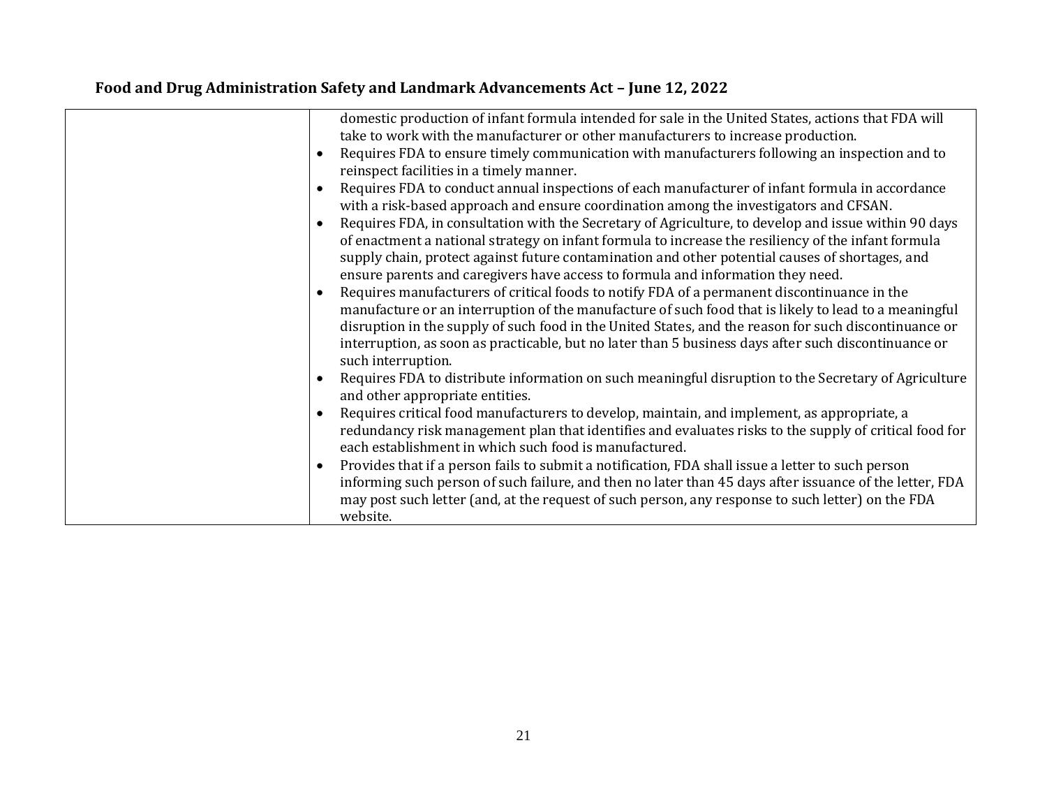## Food and Drug Administration Safety and Landmark Advancements Act – June 12, 2022

| | |
|---|---|
| | domestic production of infant formula intended for sale in the United States, actions that FDA will take to work with the manufacturer or other manufacturers to increase production.<br>• Requires FDA to ensure timely communication with manufacturers following an inspection and to reinspect facilities in a timely manner.<br>• Requires FDA to conduct annual inspections of each manufacturer of infant formula in accordance with a risk-based approach and ensure coordination among the investigators and CFSAN.<br>• Requires FDA, in consultation with the Secretary of Agriculture, to develop and issue within 90 days of enactment a national strategy on infant formula to increase the resiliency of the infant formula supply chain, protect against future contamination and other potential causes of shortages, and ensure parents and caregivers have access to formula and information they need.<br>• Requires manufacturers of critical foods to notify FDA of a permanent discontinuance in the manufacture or an interruption of the manufacture of such food that is likely to lead to a meaningful disruption in the supply of such food in the United States, and the reason for such discontinuance or interruption, as soon as practicable, but no later than 5 business days after such discontinuance or such interruption.<br>• Requires FDA to distribute information on such meaningful disruption to the Secretary of Agriculture and other appropriate entities.<br>• Requires critical food manufacturers to develop, maintain, and implement, as appropriate, a redundancy risk management plan that identifies and evaluates risks to the supply of critical food for each establishment in which such food is manufactured.<br>• Provides that if a person fails to submit a notification, FDA shall issue a letter to such person informing such person of such failure, and then no later than 45 days after issuance of the letter, FDA may post such letter (and, at the request of such person, any response to such letter) on the FDA website. |